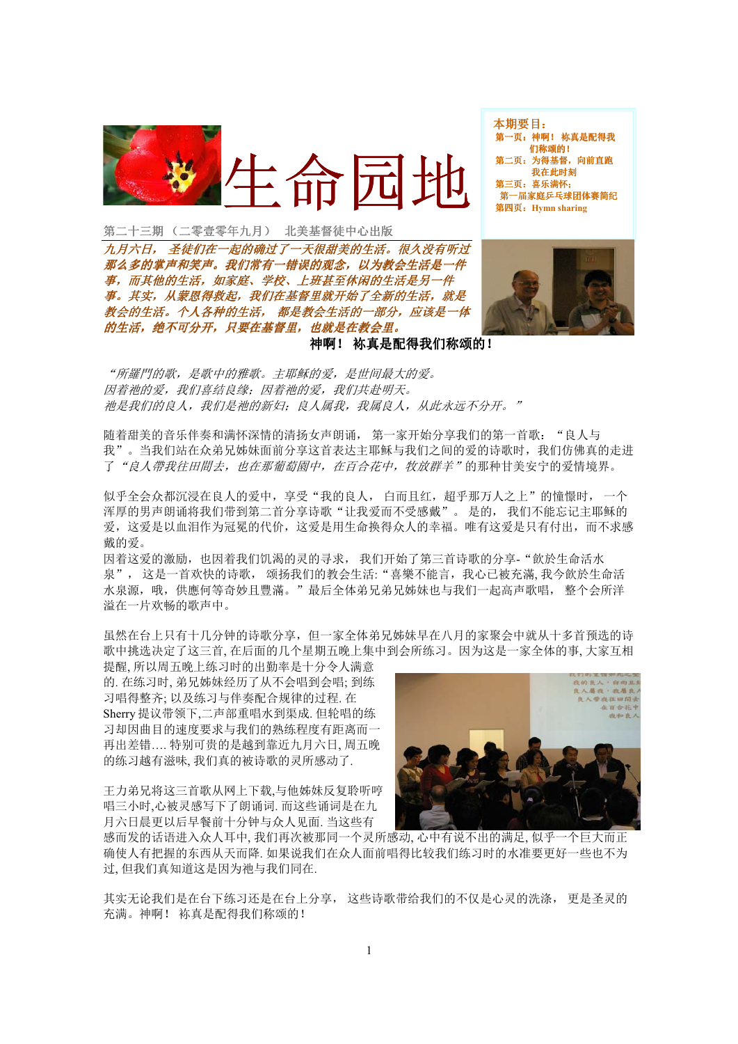# 生命园地

**本期要目：**
- 第一页：神啊！ 祢真是配得我们称颂的！
- 第二页：为得基督，向前直跑 我在此时刻
- 第三页：喜乐满怀； 第一届家庭乒乓球团体赛简纪
- 第四页：Hymn sharing

第二十三期（二零壹零年九月） 北美基督徒中心出版

***九月六日， 圣徒们在一起的确过了一天很甜美的生活。很久没有听过那么多的掌声和笑声。我们常有一错误的观念，以为教会生活是一件事，而其他的生活，如家庭、学校、上班甚至休闲的生活是另一件事。其实，从蒙恩得救起，我们在基督里就开始了全新的生活，就是教会的生活。个人各种的生活， 都是教会生活的一部分，应该是一体的生活，绝不可分开，只要在基督里，也就是在教会里。***

## 神啊！ 祢真是配得我们称颂的！

*“所羅門的歌，是歌中的雅歌。主耶稣的爱，是世间最大的爱。*
*因着祂的爱，我们喜结良缘；因着祂的爱，我们共赴明天。*
*祂是我们的良人，我们是祂的新妇；良人属我，我属良人，从此永远不分开。”*

随着甜美的音乐伴奏和满怀深情的清扬女声朗诵， 第一家开始分享我们的第一首歌：“良人与我”。当我们站在众弟兄姊妹面前分享这首表达主耶稣与我们之间的爱的诗歌时，我们仿佛真的走进了*“良人帶我往田間去，也在那葡萄園中，在百合花中，牧放群羊”*的那种甘美安宁的爱情境界。

似乎全会众都沉浸在良人的爱中，享受“我的良人， 白而且红，超乎那万人之上”的憧憬时， 一个浑厚的男声朗诵将我们带到第二首分享诗歌“让我爱而不受感戴”。 是的， 我们不能忘记主耶稣的爱，这爱是以血泪作为冠冕的代价，这爱是用生命换得众人的幸福。唯有这爱是只有付出，而不求感戴的爱。
因着这爱的激励，也因着我们饥渴的灵的寻求， 我们开始了第三首诗歌的分享-“飲於生命活水泉”， 这是一首欢快的诗歌， 颂扬我们的教会生活:“喜樂不能言，我心已被充滿, 我今飲於生命活水泉源，哦，供應何等奇妙且豐滿。”最后全体弟兄姊妹也与我们一起高声歌唱， 整个会所洋溢在一片欢畅的歌声中。

虽然在台上只有十几分钟的诗歌分享，但一家全体弟兄姊妹早在八月的家聚会中就从十多首预选的诗歌中挑选决定了这三首, 在后面的几个星期五晚上集中到会所练习。因为这是一家全体的事, 大家互相提醒, 所以周五晚上练习时的出勤率是十分令人满意的. 在练习时, 弟兄姊妹经历了从不会唱到会唱; 到练习唱得整齐; 以及练习与伴奏配合规律的过程. 在Sherry 提议带领下,二声部重唱水到渠成. 但轮唱的练习却因曲目的速度要求与我们的熟练程度有距离而一再出差错…. 特别可贵的是越到靠近九月六日, 周五晚的练习越有滋味, 我们真的被诗歌的灵所感动了.

王力弟兄将这三首歌从网上下载,与他姊妹反复聆听哼唱三小时,心被灵感写下了朗诵词. 而这些诵词是在九月六日晨更以后早餐前十分钟与众人见面. 当这些有感而发的话语进入众人耳中, 我们再次被那同一个灵所感动, 心中有说不出的满足, 似乎一个巨大而正确使人有把握的东西从天而降. 如果说我们在众人面前唱得比较我们练习时的水准要更好一些也不为过, 但我们真知道这是因为祂与我们同在.

其实无论我们是在台下练习还是在台上分享， 这些诗歌带给我们的不仅是心灵的洗涤， 更是圣灵的充满。神啊！ 祢真是配得我们称颂的！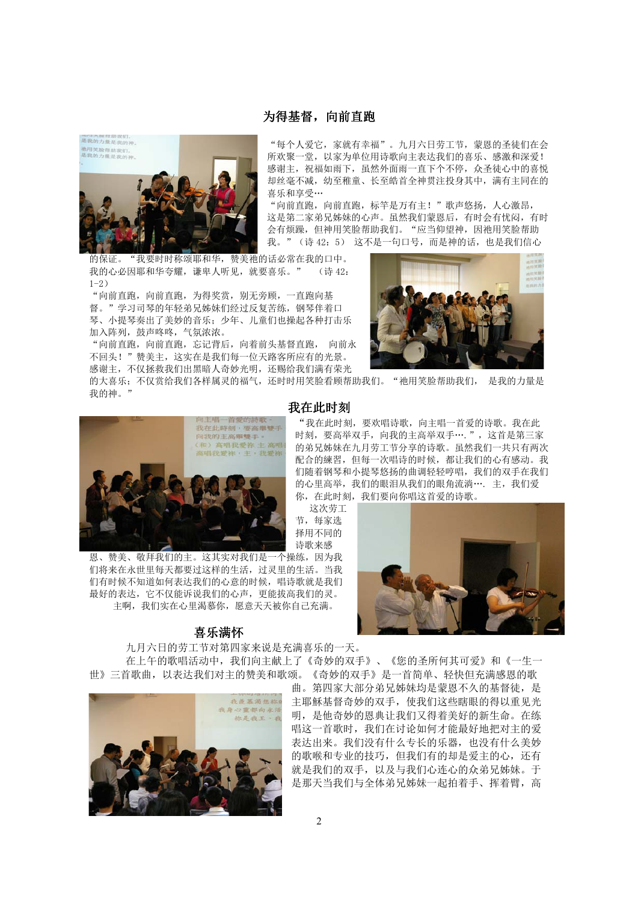## 为得基督，向前直跑

“每个人爱它，家就有幸福”。九月六日劳工节，蒙恩的圣徒们在会所欢聚一堂，以家为单位用诗歌向主表达我们的喜乐、感激和深爱！感谢主，祝福如雨下，虽然外面雨一直下个不停，众圣徒心中的喜悦却丝毫不减，幼至稚童、长至皓首全神贯注投身其中，满有主同在的喜乐和享受…

“向前直跑，向前直跑，标竿是万有主！”歌声悠扬，人心激昂，这是第二家弟兄姊妹的心声。虽然我们蒙恩后，有时会有忧闷，有时会有烦躁，但神用笑脸帮助我们。“应当仰望神，因祂用笑脸帮助我。”（诗 42：5） 这不是一句口号，而是神的话，也是我们信心的保证。“我要时时称颂耶和华，赞美祂的话必常在我的口中。我的心必因耶和华夸耀，谦卑人听见，就要喜乐。” （诗 42：1-2）

“向前直跑，向前直跑，为得奖赏，别无旁顾，一直跑向基督。”学习司琴的年轻弟兄姊妹们经过反复苦练，钢琴伴着口琴、小提琴奏出了美妙的音乐；少年、儿童们也操起各种打击乐加入阵列，鼓声咚咚，气氛浓浓。

“向前直跑，向前直跑，忘记背后，向着前头基督直跑， 向前永不回头！”赞美主，这实在是我们每一位天路客所应有的光景。感谢主，不仅拯救我们出黑暗入奇妙光明，还赐给我们满有荣光的大喜乐；不仅赏给我们各样属灵的福气，还时时用笑脸看顾帮助我们。“祂用笑脸帮助我们， 是我的力量是我的神。”

## 我在此时刻

“我在此时刻，要欢唱诗歌，向主唱一首爱的诗歌。我在此时刻，要高举双手，向我的主高举双手….”，这首是第三家的弟兄姊妹在九月劳工节分享的诗歌。虽然我们一共只有两次配合的練習，但每一次唱诗的时候，都让我们的心有感动。我们随着钢琴和小提琴悠扬的曲调轻轻哼唱，我们的双手在我们的心里高举，我们的眼泪从我们的眼角流淌…. 主，我们爱你，在此时刻，我们要向你唱这首爱的诗歌。

这次劳工节，每家选择用不同的诗歌来感恩、赞美、敬拜我们的主。这其实对我们是一个操练，因为我们将来在永世里每天都要过这样的生活，过灵里的生活。当我们有时候不知道如何表达我们的心意的时候，唱诗歌就是我们最好的表达，它不仅能诉说我们的心声，更能拔高我们的灵。

主啊，我们实在心里渴慕你，愿意天天被你自己充满。

## 喜乐满怀

九月六日的劳工节对第四家来说是充满喜乐的一天。

在上午的歌唱活动中，我们向主献上了《奇妙的双手》、《您的圣所何其可爱》和《一生一世》三首歌曲，以表达我们对主的赞美和歌颂。《奇妙的双手》是一首简单、轻快但充满感恩的歌曲。第四家大部分弟兄姊妹均是蒙恩不久的基督徒，是主耶稣基督奇妙的双手，使我们这些瞎眼的得以重见光明，是他奇妙的恩典让我们又得着美好的新生命。在练唱这一首歌时，我们在讨论如何才能最好地把对主的爱表达出来。我们没有什么专长的乐器，也没有什么美妙的歌喉和专业的技巧，但我们有的却是爱主的心，还有就是我们的双手，以及与我们心连心的众弟兄姊妹。于是那天当我们与全体弟兄姊妹一起拍着手、挥着臂，高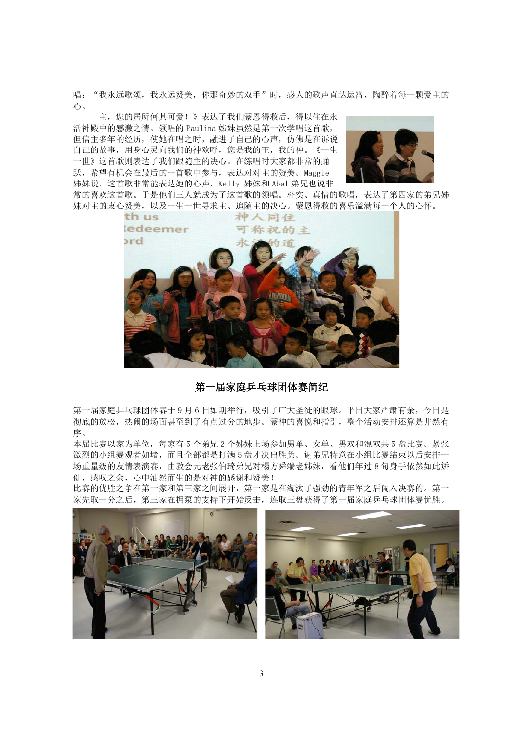唱："我永远歌颂，我永远赞美，你那奇妙的双手"时，感人的歌声直达运霄，陶醉着每一颗爱主的心。

主，您的居所何其可爱！》表达了我们蒙恩得救后，得以住在永活神殿中的感激之情。领唱的 Paulina 姊妹虽然是第一次学唱这首歌，但信主多年的经历，使她在唱之时，融进了自己的心声，仿佛是在诉说自己的故事，用身心灵向我们的神欢呼，您是我的王，我的神。《一生一世》这首歌则表达了我们跟随主的决心。在练唱时大家都非常的踊跃，希望有机会在最后的一首歌中参与，表达对对主的赞美。Maggie 姊妹说，这首歌非常能表达她的心声，Kelly 姊妹和 Abel 弟兄也说非常的喜欢这首歌。于是他们三人就成为了这首歌的领唱。朴实、真情的歌唱，表达了第四家的弟兄姊妹对主的衷心赞美，以及一生一世寻求主、追随主的决心。蒙恩得救的喜乐溢满每一个人的心怀。

## 第一届家庭乒乓球团体赛简纪

第一届家庭乒乓球团体赛于 9 月 6 日如期举行，吸引了广大圣徒的眼球。平日大家严肃有余，今日是彻底的放松，热闹的场面甚至到了有点过分的地步。蒙神的喜悦和指引，整个活动安排还算是井然有序。

本届比赛以家为单位，每家有 5 个弟兄 2 个姊妹上场参加男单、女单、男双和混双共 5 盘比赛。紧张激烈的小组赛观者如堵，而且全部都是打满 5 盘才决出胜负。谢弟兄特意在小组比赛结束以后安排一场重量级的友情表演赛，由教会元老张伯琦弟兄对楊方舜端老姊妹，看他们年过 8 旬身手依然如此矫健，感叹之余，心中油然而生的是对神的感谢和赞美！

比赛的优胜之争在第一家和第三家之间展开，第一家是在淘汰了强劲的青年军之后闯入决赛的。第一家先取一分之后，第三家在拥泵的支持下开始反击，连取三盘获得了第一届家庭乒乓球团体赛优胜。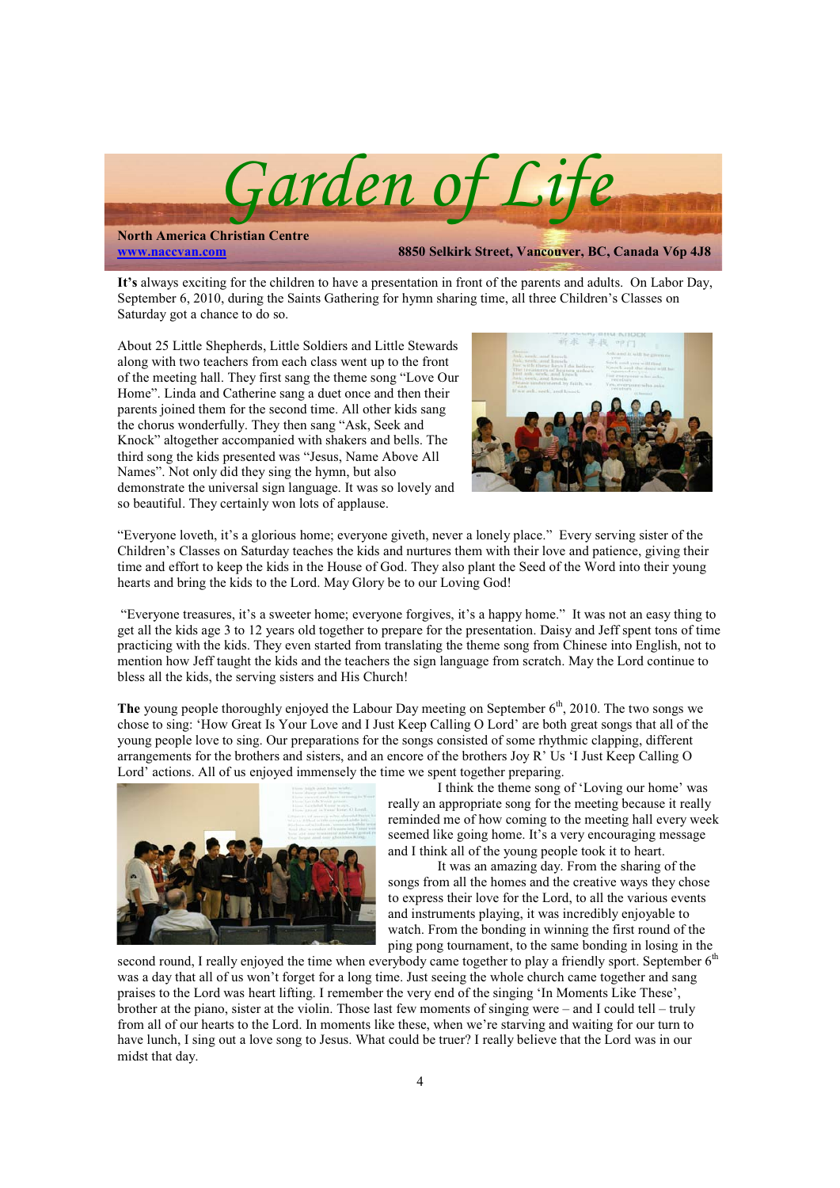# Garden of Life

**North America Christian Centre**
www.naccvan.com
**8850 Selkirk Street, Vancouver, BC, Canada V6p 4J8**

**It's** always exciting for the children to have a presentation in front of the parents and adults. On Labor Day, September 6, 2010, during the Saints Gathering for hymn sharing time, all three Children's Classes on Saturday got a chance to do so.

About 25 Little Shepherds, Little Soldiers and Little Stewards along with two teachers from each class went up to the front of the meeting hall. They first sang the theme song "Love Our Home". Linda and Catherine sang a duet once and then their parents joined them for the second time. All other kids sang the chorus wonderfully. They then sang "Ask, Seek and Knock" altogether accompanied with shakers and bells. The third song the kids presented was "Jesus, Name Above All Names". Not only did they sing the hymn, but also demonstrate the universal sign language. It was so lovely and so beautiful. They certainly won lots of applause.

"Everyone loveth, it's a glorious home; everyone giveth, never a lonely place." Every serving sister of the Children's Classes on Saturday teaches the kids and nurtures them with their love and patience, giving their time and effort to keep the kids in the House of God. They also plant the Seed of the Word into their young hearts and bring the kids to the Lord. May Glory be to our Loving God!

"Everyone treasures, it's a sweeter home; everyone forgives, it's a happy home." It was not an easy thing to get all the kids age 3 to 12 years old together to prepare for the presentation. Daisy and Jeff spent tons of time practicing with the kids. They even started from translating the theme song from Chinese into English, not to mention how Jeff taught the kids and the teachers the sign language from scratch. May the Lord continue to bless all the kids, the serving sisters and His Church!

**The** young people thoroughly enjoyed the Labour Day meeting on September 6th, 2010. The two songs we chose to sing: 'How Great Is Your Love and I Just Keep Calling O Lord' are both great songs that all of the young people love to sing. Our preparations for the songs consisted of some rhythmic clapping, different arrangements for the brothers and sisters, and an encore of the brothers Joy R' Us 'I Just Keep Calling O Lord' actions. All of us enjoyed immensely the time we spent together preparing.

I think the theme song of 'Loving our home' was really an appropriate song for the meeting because it really reminded me of how coming to the meeting hall every week seemed like going home. It's a very encouraging message and I think all of the young people took it to heart.

It was an amazing day. From the sharing of the songs from all the homes and the creative ways they chose to express their love for the Lord, to all the various events and instruments playing, it was incredibly enjoyable to watch. From the bonding in winning the first round of the ping pong tournament, to the same bonding in losing in the second round, I really enjoyed the time when everybody came together to play a friendly sport. September 6th was a day that all of us won't forget for a long time. Just seeing the whole church came together and sang praises to the Lord was heart lifting. I remember the very end of the singing 'In Moments Like These', brother at the piano, sister at the violin. Those last few moments of singing were – and I could tell – truly from all of our hearts to the Lord. In moments like these, when we're starving and waiting for our turn to have lunch, I sing out a love song to Jesus. What could be truer? I really believe that the Lord was in our midst that day.